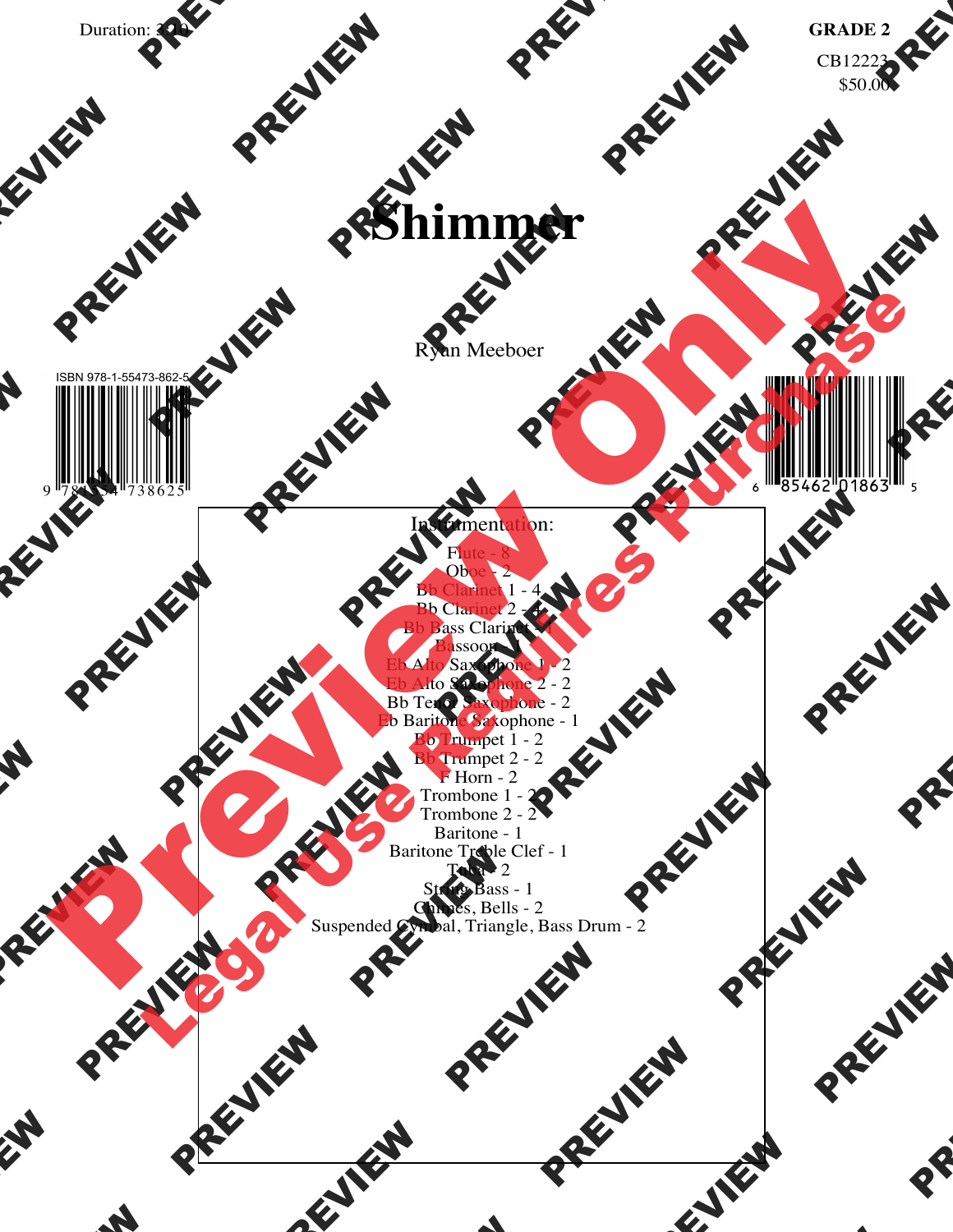Duration: 3:10

**GRADE 2**

CB12223

$50.00

# Shimmer

Ryan Meeboer

ISBN 978-1-55473-862-5

9 781554 738625

6 85462 01863 5

Instrumentation:

Flute - 8
Oboe - 2
Bb Clarinet 1 - 4
Bb Clarinet 2 - 4
Bb Bass Clarinet - 1
Bassoon - 1
Eb Alto Saxophone 1 - 2
Eb Alto Saxophone 2 - 2
Bb Tenor Saxophone - 2
Eb Baritone Saxophone - 1
Bb Trumpet 1 - 2
Bb Trumpet 2 - 2
F Horn - 2
Trombone 1 - 2
Trombone 2 - 2
Baritone - 1
Baritone Treble Clef - 1
Tuba - 2
String Bass - 1
Chimes, Bells - 2
Suspended Cymbal, Triangle, Bass Drum - 2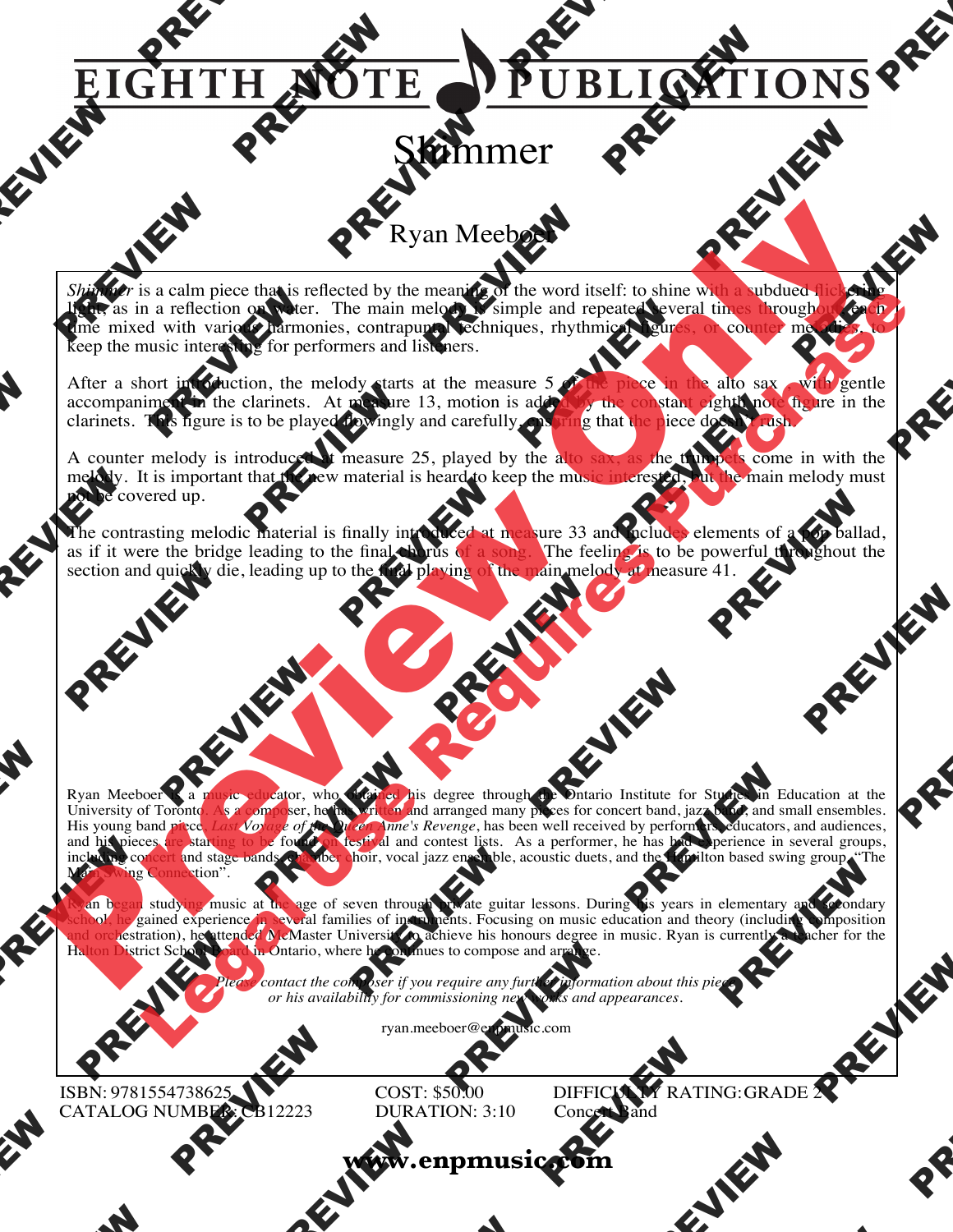# EIGHTH NOTE PUBLICATIONS

# Shimmer

## Ryan Meeboer

*Shimmer* is a calm piece that is reflected by the meaning of the word itself: to shine with a subdued flickering light, as in a reflection on water. The main melody is simple and repeated several times throughout, each time mixed with various harmonies, contrapuntal techniques, rhythmical figures, or counter melodies, to keep the music interesting for performers and listeners.

After a short introduction, the melody starts at the measure 5 of the piece in the alto sax , with gentle accompaniment in the clarinets. At measure 13, motion is added by the constant eighth note figure in the clarinets. This figure is to be played flowingly and carefully, ensuring that the piece doesn't rush.

A counter melody is introduced at measure 25, played by the alto sax, as the trumpets come in with the melody. It is important that the new material is heard to keep the music interested, but the main melody must not be covered up.

The contrasting melodic material is finally introduced at measure 33 and includes elements of a pop ballad, as if it were the bridge leading to the final chorus of a song. The feeling is to be powerful throughout the section and quickly die, leading up to the final playing of the main melody at measure 41.

Ryan Meeboer is a music educator, who obtained his degree through the Ontario Institute for Studies in Education at the University of Toronto. As a composer, he has written and arranged many pieces for concert band, jazz band, and small ensembles. His young band piece, *Last Voyage of the Queen Anne's Revenge*, has been well received by performers, educators, and audiences, and his pieces are starting to be found on festival and contest lists. As a performer, he has had experience in several groups, including concert and stage bands, chamber choir, vocal jazz ensemble, acoustic duets, and the Hamilton based swing group, "The Main Swing Connection".

Ryan began studying music at the age of seven through private guitar lessons. During his years in elementary and secondary school, he gained experience in several families of instruments. Focusing on music education and theory (including composition and orchestration), he attended McMaster University to achieve his honours degree in music. Ryan is currently a teacher for the Halton District School Board in Ontario, where he continues to compose and arrange.

*Please contact the composer if you require any further information about this piece or his availability for commissioning new works and appearances.*

ryan.meeboer@enpmusic.com

ISBN: 9781554738625
CATALOG NUMBER: CB12223

COST: $50.00
DURATION: 3:10

DIFFICULTY RATING: GRADE 2
Concert Band

**www.enpmusic.com**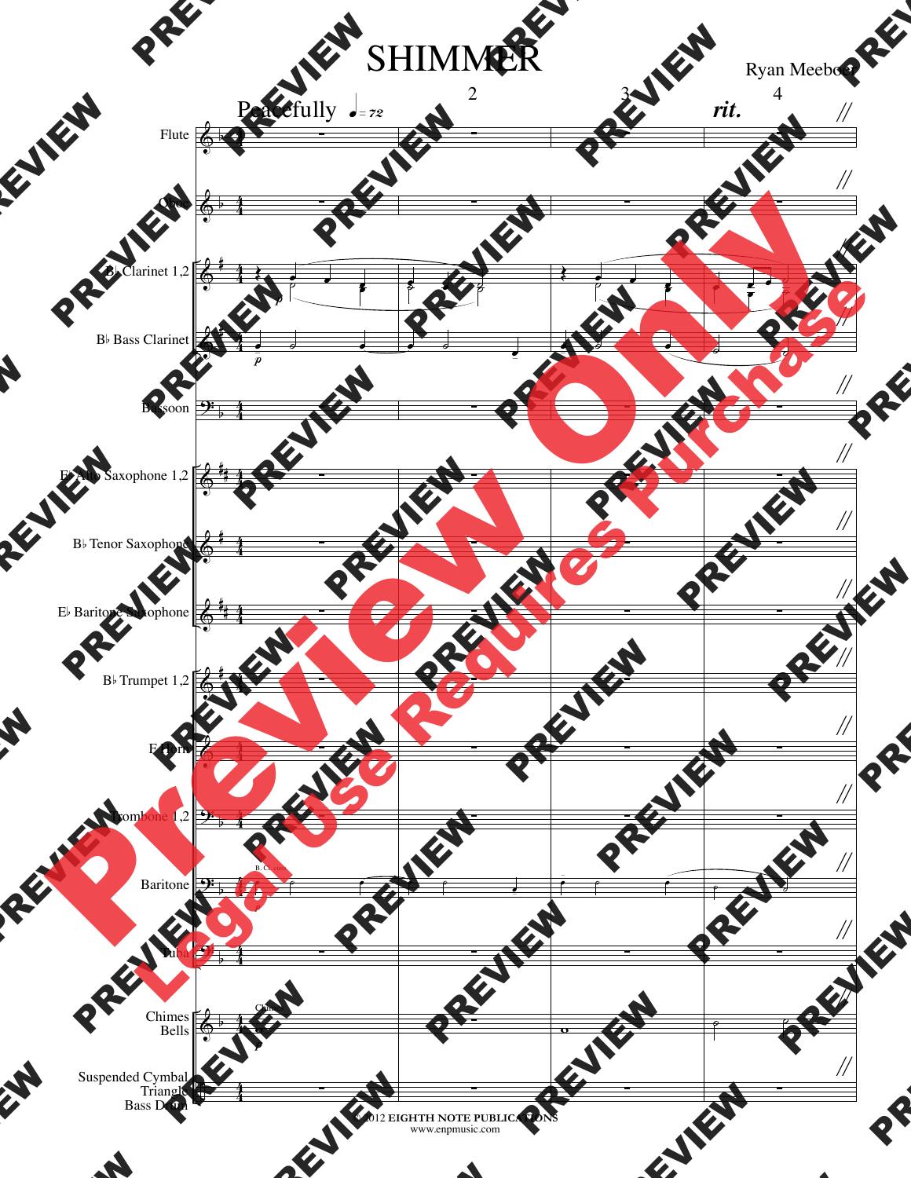# SHIMMER

Ryan Meeboer

Peacefully ♩= 72

rit.

Flute

Oboe

B♭ Clarinet 1,2

B♭ Bass Clarinet

Bassoon

E♭ Alto Saxophone 1,2

B♭ Tenor Saxophone

E♭ Baritone Saxophone

B♭ Trumpet 1,2

F Horn

Trombone 1,2

Baritone

Tuba

Chimes
Bells

Suspended Cymbal
Triangle
Bass Drum

© 2012 EIGHTH NOTE PUBLICATIONS
www.enpmusic.com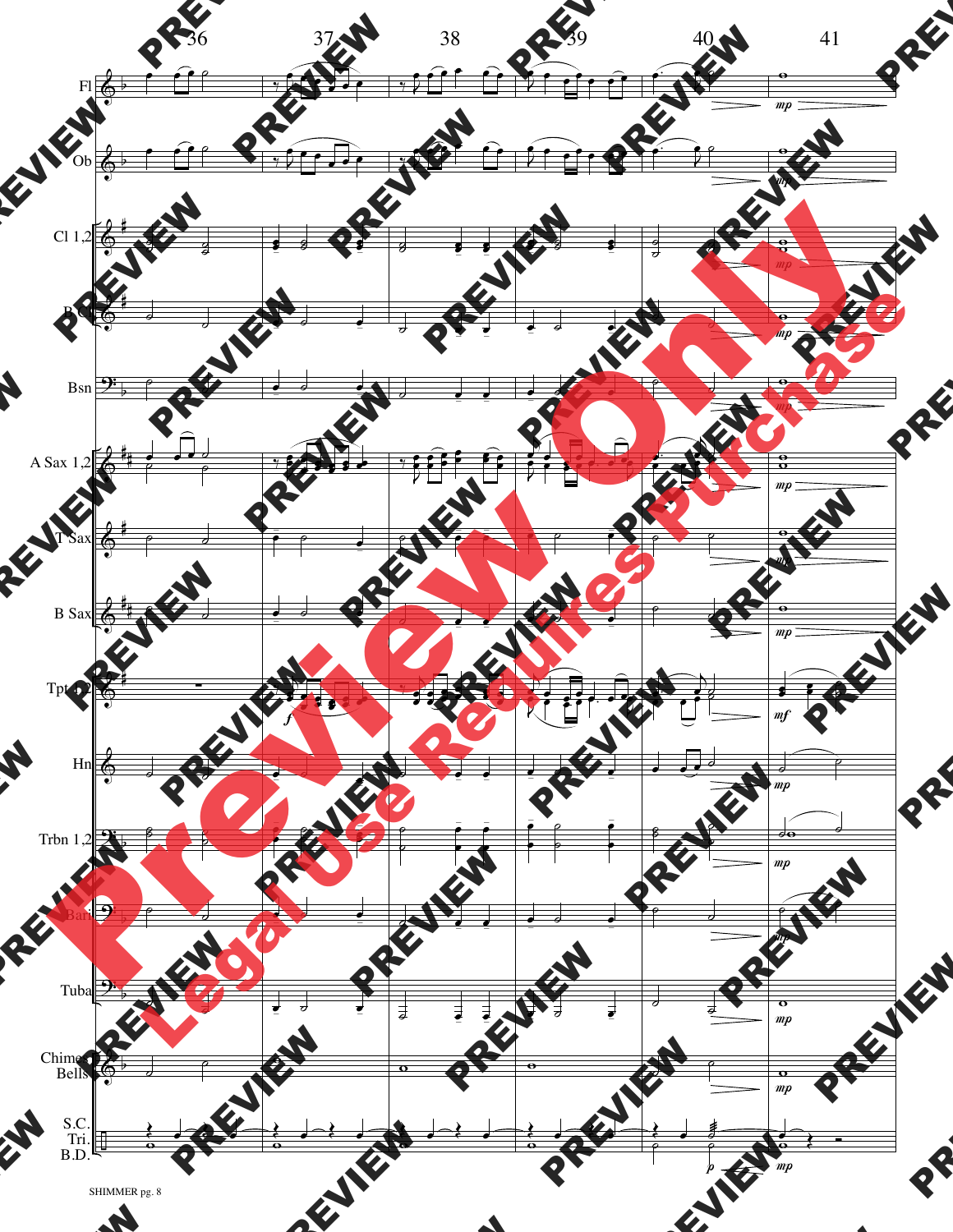36 37 38 39 40 41

Fl

Ob

Cl 1,2

B Cl

Bsn

A Sax 1,2

T Sax

B Sax

Tpt 1,2

Hn

Trbn 1,2

Bari

Tuba

Chimes Bells

S.C. Tri. B.D.

SHIMMER pg. 8